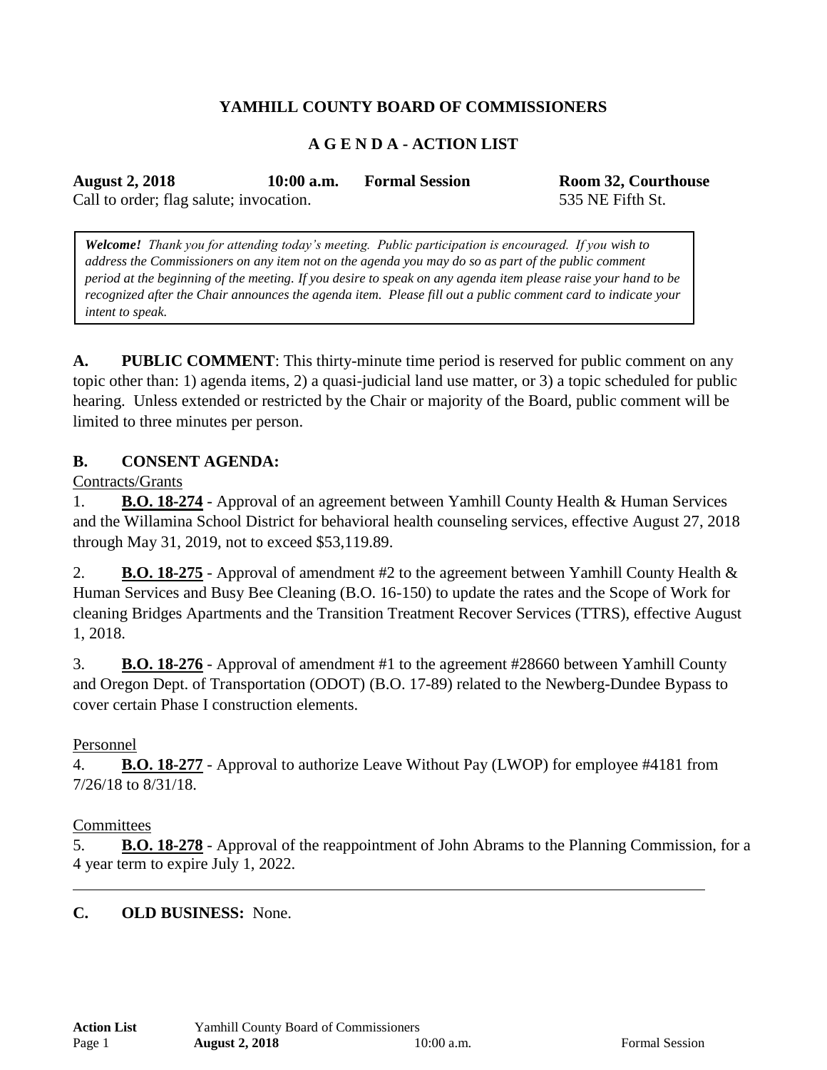# YAMHILL COUNTY BOARD OF COMMISSIONERS

## A G E N D A - ACTION LIST

**August 2, 2018** **10:00 a.m.** **Formal Session** **Room 32, Courthouse**
Call to order; flag salute; invocation. 535 NE Fifth St.

> ***Welcome!*** *Thank you for attending today's meeting. Public participation is encouraged. If you wish to address the Commissioners on any item not on the agenda you may do so as part of the public comment period at the beginning of the meeting. If you desire to speak on any agenda item please raise your hand to be recognized after the Chair announces the agenda item. Please fill out a public comment card to indicate your intent to speak.*

**A. PUBLIC COMMENT**: This thirty-minute time period is reserved for public comment on any topic other than: 1) agenda items, 2) a quasi-judicial land use matter, or 3) a topic scheduled for public hearing. Unless extended or restricted by the Chair or majority of the Board, public comment will be limited to three minutes per person.

**B. CONSENT AGENDA:**

Contracts/Grants

1. **B.O. 18-274** - Approval of an agreement between Yamhill County Health & Human Services and the Willamina School District for behavioral health counseling services, effective August 27, 2018 through May 31, 2019, not to exceed $53,119.89.

2. **B.O. 18-275** - Approval of amendment #2 to the agreement between Yamhill County Health & Human Services and Busy Bee Cleaning (B.O. 16-150) to update the rates and the Scope of Work for cleaning Bridges Apartments and the Transition Treatment Recover Services (TTRS), effective August 1, 2018.

3. **B.O. 18-276** - Approval of amendment #1 to the agreement #28660 between Yamhill County and Oregon Dept. of Transportation (ODOT) (B.O. 17-89) related to the Newberg-Dundee Bypass to cover certain Phase I construction elements.

Personnel

4. **B.O. 18-277** - Approval to authorize Leave Without Pay (LWOP) for employee #4181 from 7/26/18 to 8/31/18.

Committees

5. **B.O. 18-278** - Approval of the reappointment of John Abrams to the Planning Commission, for a 4 year term to expire July 1, 2022.

---

**C. OLD BUSINESS:** None.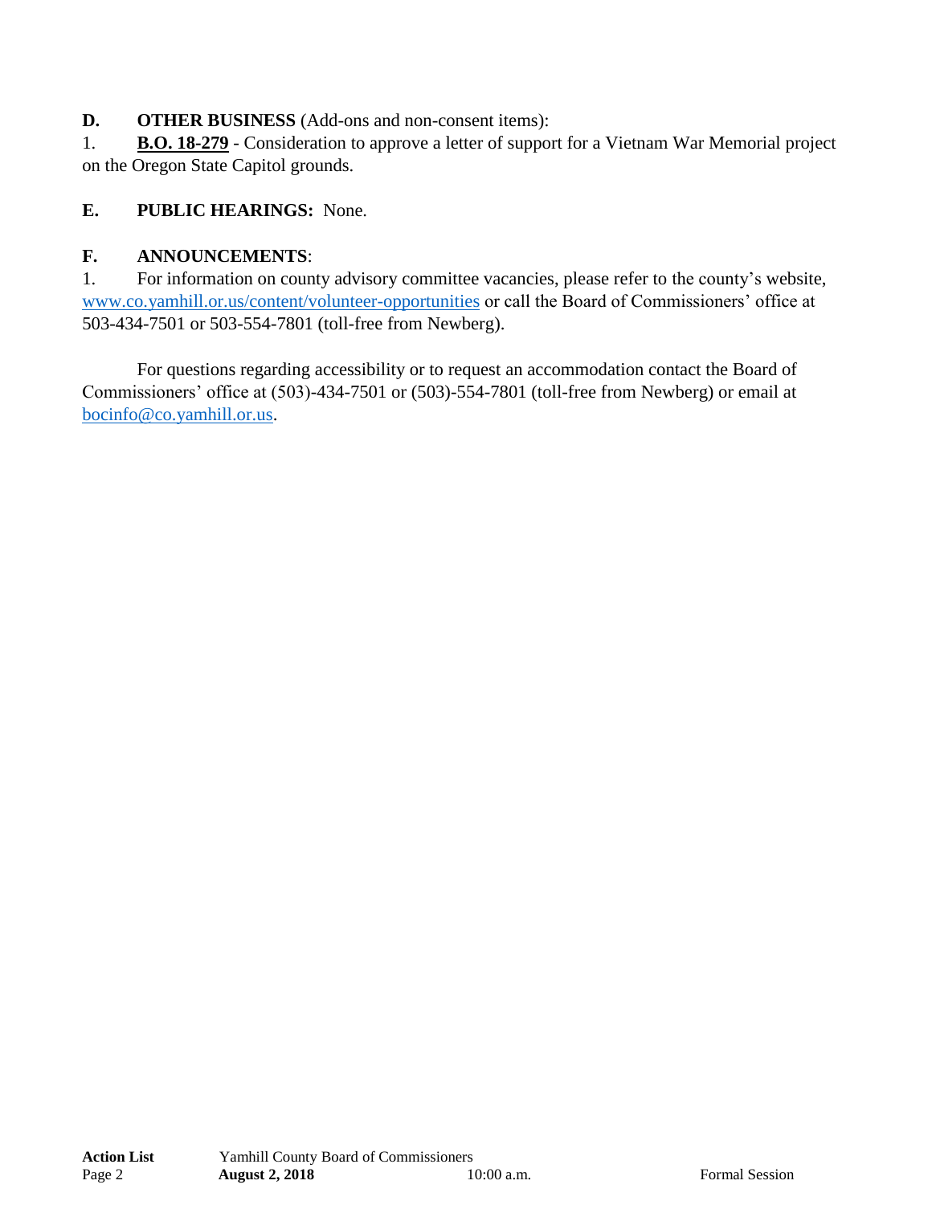**D. OTHER BUSINESS** (Add-ons and non-consent items):

1. **B.O. 18-279** - Consideration to approve a letter of support for a Vietnam War Memorial project on the Oregon State Capitol grounds.

**E. PUBLIC HEARINGS:** None.

**F. ANNOUNCEMENTS**:

1. For information on county advisory committee vacancies, please refer to the county's website, www.co.yamhill.or.us/content/volunteer-opportunities or call the Board of Commissioners' office at 503-434-7501 or 503-554-7801 (toll-free from Newberg).

For questions regarding accessibility or to request an accommodation contact the Board of Commissioners' office at (503)-434-7501 or (503)-554-7801 (toll-free from Newberg) or email at bocinfo@co.yamhill.or.us.